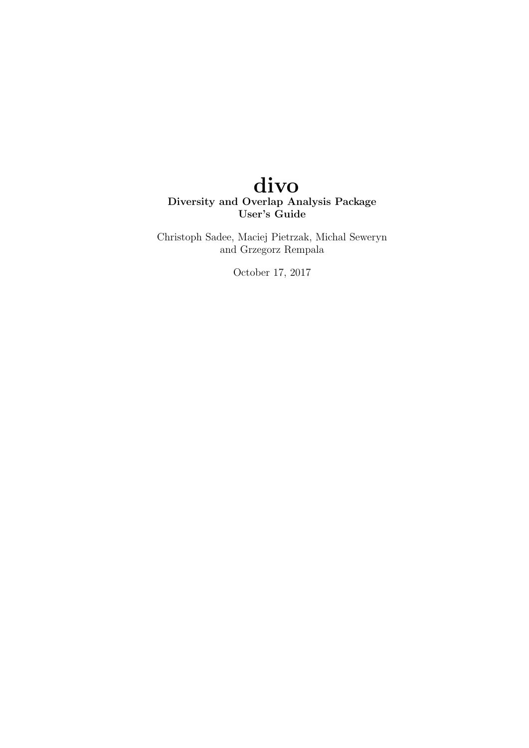# divo

**Diversity and Overlap Analysis Package**
**User's Guide**

Christoph Sadee, Maciej Pietrzak, Michal Seweryn and Grzegorz Rempala

October 17, 2017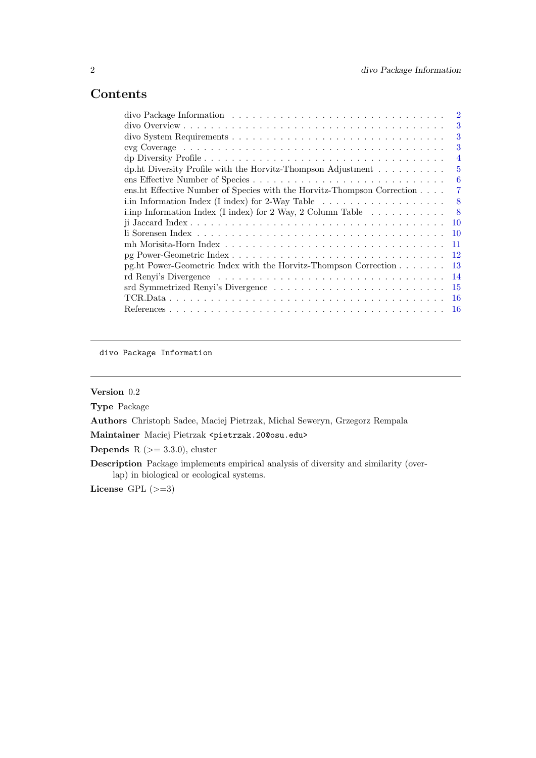# Contents

- divo Package Information ... 2
- divo Overview ... 3
- divo System Requirements ... 3
- cvg Coverage ... 3
- dp Diversity Profile ... 4
- dp.ht Diversity Profile with the Horvitz-Thompson Adjustment ... 5
- ens Effective Number of Species ... 6
- ens.ht Effective Number of Species with the Horvitz-Thompson Correction ... 7
- i.in Information Index (I index) for 2-Way Table ... 8
- i.inp Information Index (I index) for 2 Way, 2 Column Table ... 8
- ji Jaccard Index ... 10
- li Sorensen Index ... 10
- mh Morisita-Horn Index ... 11
- pg Power-Geometric Index ... 12
- pg.ht Power-Geometric Index with the Horvitz-Thompson Correction ... 13
- rd Renyi's Divergence ... 14
- srd Symmetrized Renyi's Divergence ... 15
- TCR.Data ... 16
- References ... 16

---

## divo Package Information

---

**Version** 0.2

**Type** Package

**Authors** Christoph Sadee, Maciej Pietrzak, Michal Seweryn, Grzegorz Rempala

**Maintainer** Maciej Pietrzak <pietrzak.20@osu.edu>

**Depends** R (>= 3.3.0), cluster

**Description** Package implements empirical analysis of diversity and similarity (overlap) in biological or ecological systems.

**License** GPL (>=3)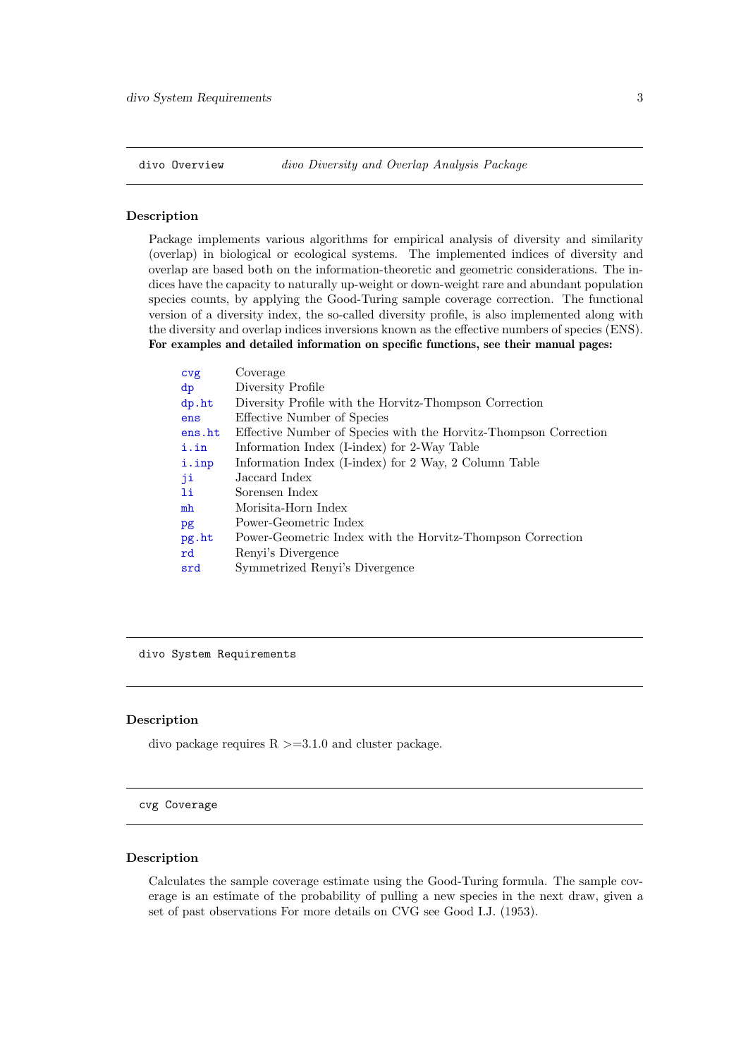## divo Overview *divo Diversity and Overlap Analysis Package*

### Description

Package implements various algorithms for empirical analysis of diversity and similarity (overlap) in biological or ecological systems. The implemented indices of diversity and overlap are based both on the information-theoretic and geometric considerations. The indices have the capacity to naturally up-weight or down-weight rare and abundant population species counts, by applying the Good-Turing sample coverage correction. The functional version of a diversity index, the so-called diversity profile, is also implemented along with the diversity and overlap indices inversions known as the effective numbers of species (ENS). **For examples and detailed information on specific functions, see their manual pages:**

| | |
|---|---|
| `cvg` | Coverage |
| `dp` | Diversity Profile |
| `dp.ht` | Diversity Profile with the Horvitz-Thompson Correction |
| `ens` | Effective Number of Species |
| `ens.ht` | Effective Number of Species with the Horvitz-Thompson Correction |
| `i.in` | Information Index (I-index) for 2-Way Table |
| `i.inp` | Information Index (I-index) for 2 Way, 2 Column Table |
| `ji` | Jaccard Index |
| `li` | Sorensen Index |
| `mh` | Morisita-Horn Index |
| `pg` | Power-Geometric Index |
| `pg.ht` | Power-Geometric Index with the Horvitz-Thompson Correction |
| `rd` | Renyi's Divergence |
| `srd` | Symmetrized Renyi's Divergence |

## divo System Requirements

### Description

divo package requires R >=3.1.0 and cluster package.

## cvg Coverage

### Description

Calculates the sample coverage estimate using the Good-Turing formula. The sample coverage is an estimate of the probability of pulling a new species in the next draw, given a set of past observations For more details on CVG see Good I.J. (1953).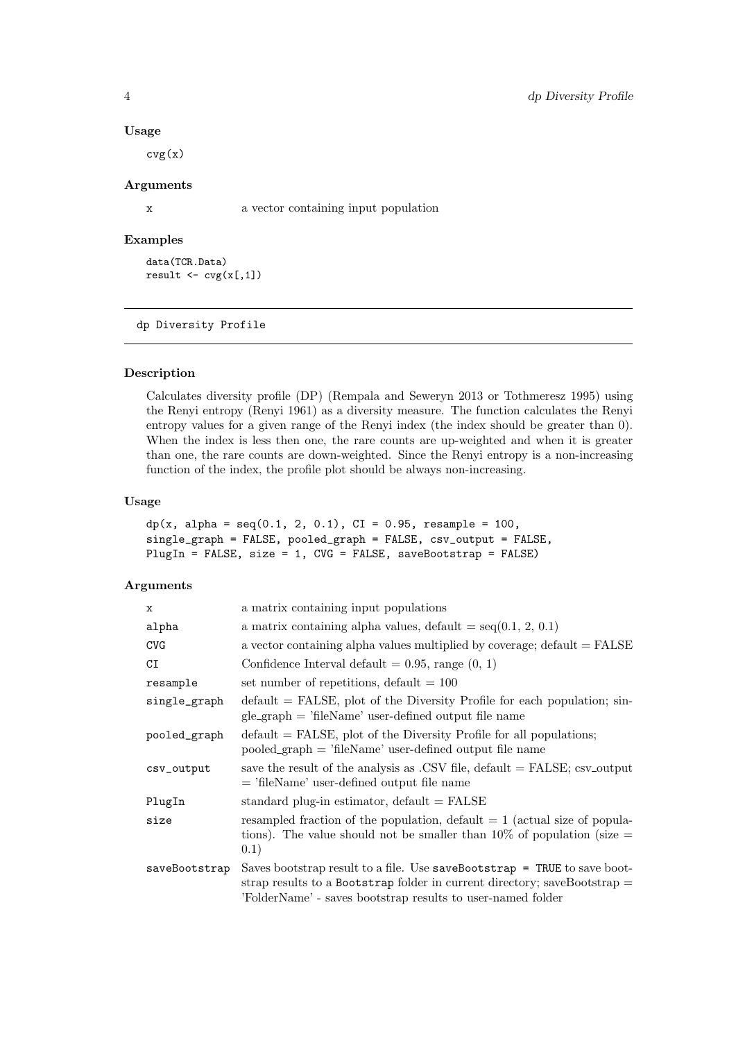### Usage

```
cvg(x)
```

### Arguments

| | |
|---|---|
| x | a vector containing input population |

### Examples

```
data(TCR.Data)
result <- cvg(x[,1])
```

---

## dp Diversity Profile

---

### Description

Calculates diversity profile (DP) (Rempala and Seweryn 2013 or Tothmeresz 1995) using the Renyi entropy (Renyi 1961) as a diversity measure. The function calculates the Renyi entropy values for a given range of the Renyi index (the index should be greater than 0). When the index is less then one, the rare counts are up-weighted and when it is greater than one, the rare counts are down-weighted. Since the Renyi entropy is a non-increasing function of the index, the profile plot should be always non-increasing.

### Usage

```
dp(x, alpha = seq(0.1, 2, 0.1), CI = 0.95, resample = 100,
single_graph = FALSE, pooled_graph = FALSE, csv_output = FALSE,
PlugIn = FALSE, size = 1, CVG = FALSE, saveBootstrap = FALSE)
```

### Arguments

| | |
|---|---|
| x | a matrix containing input populations |
| alpha | a matrix containing alpha values, default = seq(0.1, 2, 0.1) |
| CVG | a vector containing alpha values multiplied by coverage; default = FALSE |
| CI | Confidence Interval default = 0.95, range (0, 1) |
| resample | set number of repetitions, default = 100 |
| single_graph | default = FALSE, plot of the Diversity Profile for each population; single_graph = 'fileName' user-defined output file name |
| pooled_graph | default = FALSE, plot of the Diversity Profile for all populations; pooled_graph = 'fileName' user-defined output file name |
| csv_output | save the result of the analysis as .CSV file, default = FALSE; csv_output = 'fileName' user-defined output file name |
| PlugIn | standard plug-in estimator, default = FALSE |
| size | resampled fraction of the population, default = 1 (actual size of populations). The value should not be smaller than 10% of population (size = 0.1) |
| saveBootstrap | Saves bootstrap result to a file. Use `saveBootstrap = TRUE` to save bootstrap results to a `Bootstrap` folder in current directory; saveBootstrap = 'FolderName' - saves bootstrap results to user-named folder |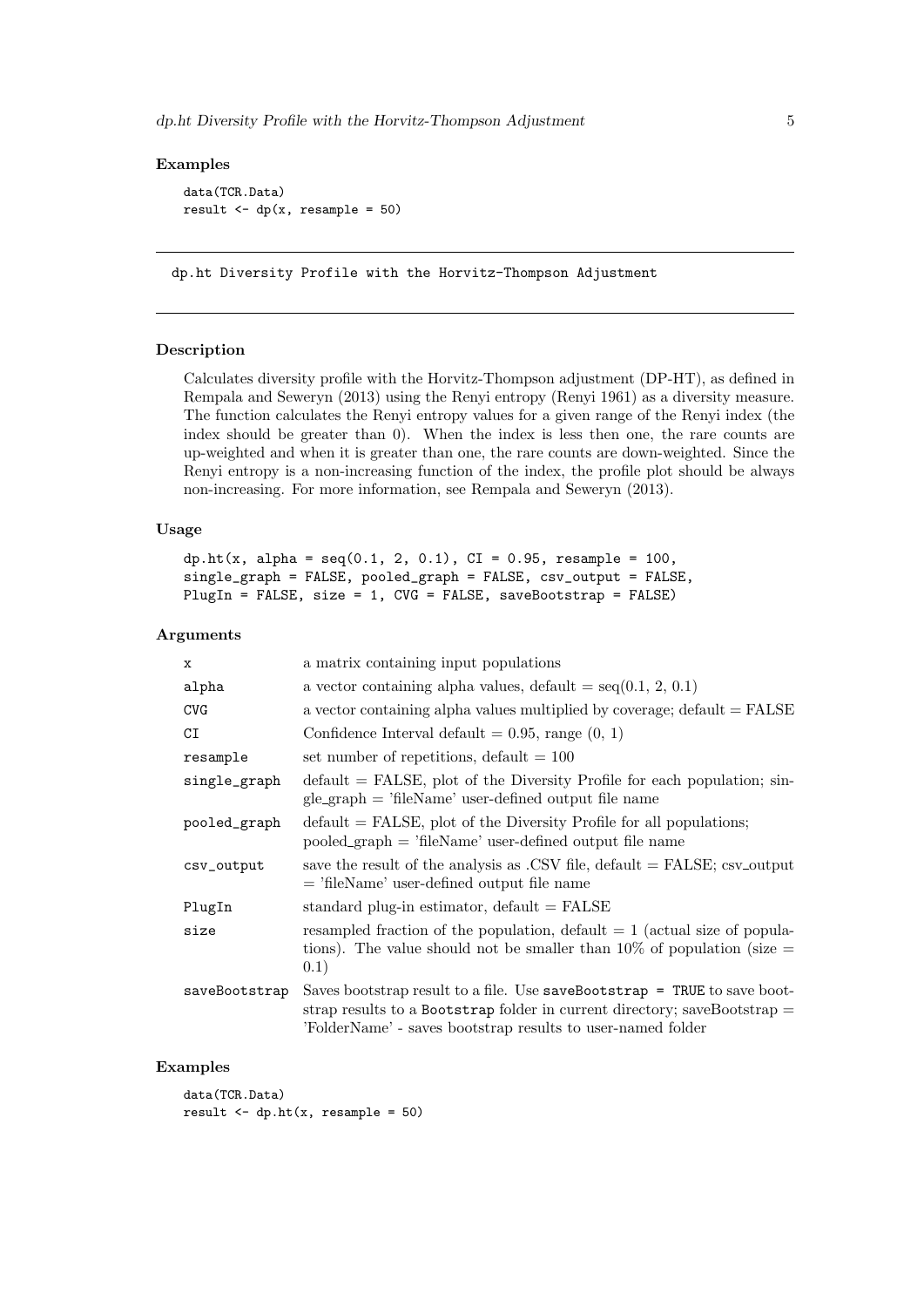### Examples

```
data(TCR.Data)
result <- dp(x, resample = 50)
```

---

## dp.ht Diversity Profile with the Horvitz-Thompson Adjustment

---

### Description

Calculates diversity profile with the Horvitz-Thompson adjustment (DP-HT), as defined in Rempala and Seweryn (2013) using the Renyi entropy (Renyi 1961) as a diversity measure. The function calculates the Renyi entropy values for a given range of the Renyi index (the index should be greater than 0). When the index is less then one, the rare counts are up-weighted and when it is greater than one, the rare counts are down-weighted. Since the Renyi entropy is a non-increasing function of the index, the profile plot should be always non-increasing. For more information, see Rempala and Seweryn (2013).

### Usage

```
dp.ht(x, alpha = seq(0.1, 2, 0.1), CI = 0.95, resample = 100,
single_graph = FALSE, pooled_graph = FALSE, csv_output = FALSE,
PlugIn = FALSE, size = 1, CVG = FALSE, saveBootstrap = FALSE)
```

### Arguments

| | |
|---|---|
| x | a matrix containing input populations |
| alpha | a vector containing alpha values, default = seq(0.1, 2, 0.1) |
| CVG | a vector containing alpha values multiplied by coverage; default = FALSE |
| CI | Confidence Interval default = 0.95, range (0, 1) |
| resample | set number of repetitions, default = 100 |
| single_graph | default = FALSE, plot of the Diversity Profile for each population; single_graph = 'fileName' user-defined output file name |
| pooled_graph | default = FALSE, plot of the Diversity Profile for all populations; pooled_graph = 'fileName' user-defined output file name |
| csv_output | save the result of the analysis as .CSV file, default = FALSE; csv_output = 'fileName' user-defined output file name |
| PlugIn | standard plug-in estimator, default = FALSE |
| size | resampled fraction of the population, default = 1 (actual size of populations). The value should not be smaller than 10% of population (size = 0.1) |
| saveBootstrap | Saves bootstrap result to a file. Use `saveBootstrap = TRUE` to save bootstrap results to a `Bootstrap` folder in current directory; saveBootstrap = 'FolderName' - saves bootstrap results to user-named folder |

### Examples

```
data(TCR.Data)
result <- dp.ht(x, resample = 50)
```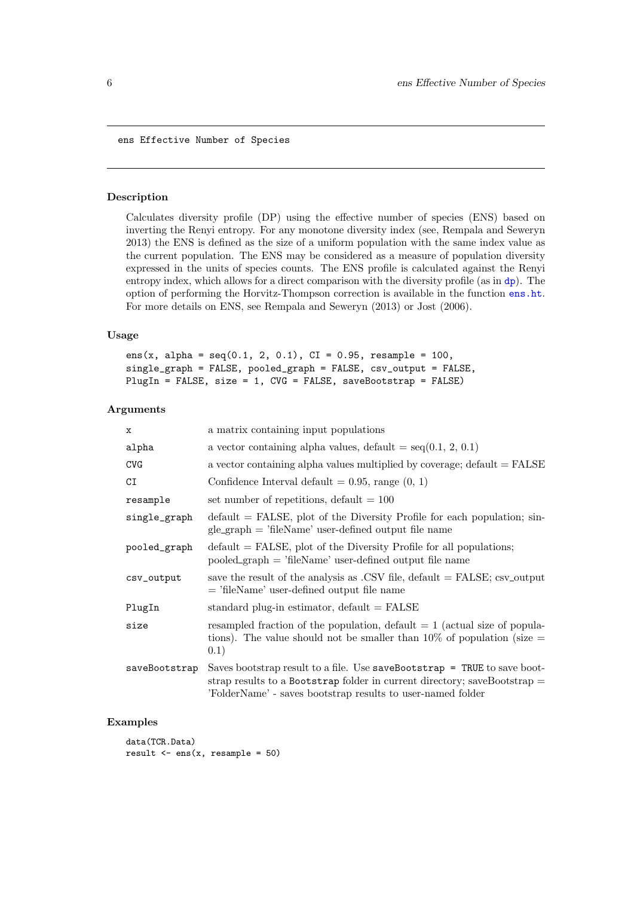## ens Effective Number of Species

### Description

Calculates diversity profile (DP) using the effective number of species (ENS) based on inverting the Renyi entropy. For any monotone diversity index (see, Rempala and Seweryn 2013) the ENS is defined as the size of a uniform population with the same index value as the current population. The ENS may be considered as a measure of population diversity expressed in the units of species counts. The ENS profile is calculated against the Renyi entropy index, which allows for a direct comparison with the diversity profile (as in dp). The option of performing the Horvitz-Thompson correction is available in the function ens.ht. For more details on ENS, see Rempala and Seweryn (2013) or Jost (2006).

### Usage

```
ens(x, alpha = seq(0.1, 2, 0.1), CI = 0.95, resample = 100,
single_graph = FALSE, pooled_graph = FALSE, csv_output = FALSE,
PlugIn = FALSE, size = 1, CVG = FALSE, saveBootstrap = FALSE)
```

### Arguments

| | |
|---|---|
| x | a matrix containing input populations |
| alpha | a vector containing alpha values, default = seq(0.1, 2, 0.1) |
| CVG | a vector containing alpha values multiplied by coverage; default = FALSE |
| CI | Confidence Interval default = 0.95, range (0, 1) |
| resample | set number of repetitions, default = 100 |
| single_graph | default = FALSE, plot of the Diversity Profile for each population; single_graph = 'fileName' user-defined output file name |
| pooled_graph | default = FALSE, plot of the Diversity Profile for all populations; pooled_graph = 'fileName' user-defined output file name |
| csv_output | save the result of the analysis as .CSV file, default = FALSE; csv_output = 'fileName' user-defined output file name |
| PlugIn | standard plug-in estimator, default = FALSE |
| size | resampled fraction of the population, default = 1 (actual size of populations). The value should not be smaller than 10% of population (size = 0.1) |
| saveBootstrap | Saves bootstrap result to a file. Use `saveBootstrap = TRUE` to save bootstrap results to a `Bootstrap` folder in current directory; saveBootstrap = 'FolderName' - saves bootstrap results to user-named folder |

### Examples

```
data(TCR.Data)
result <- ens(x, resample = 50)
```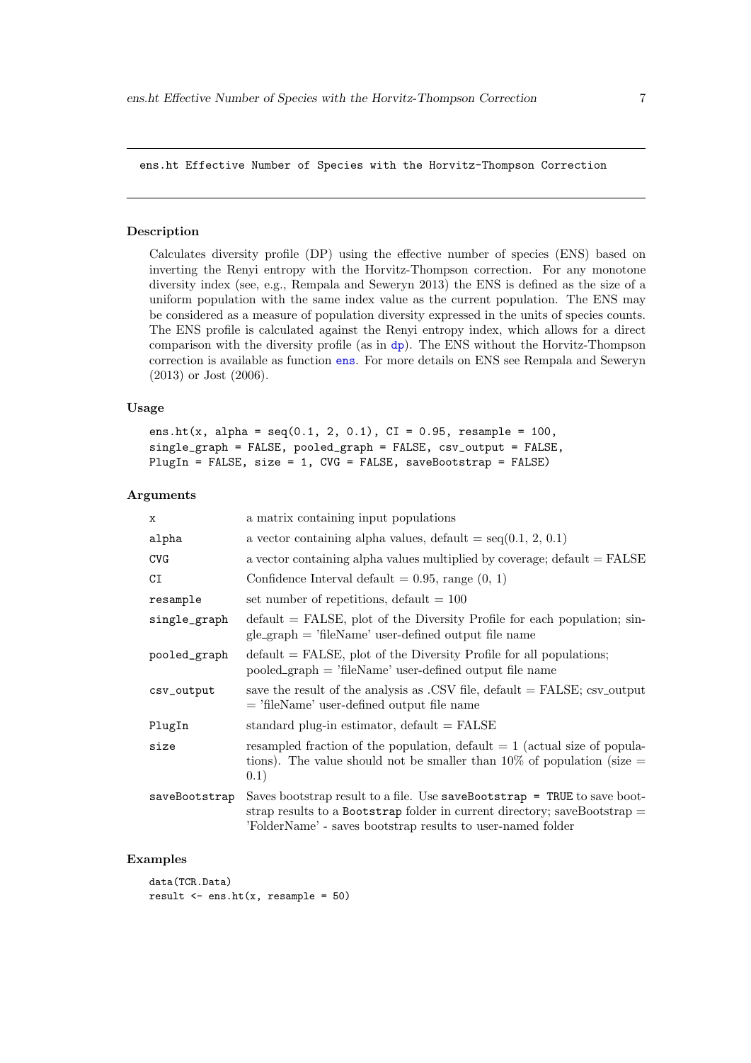## ens.ht Effective Number of Species with the Horvitz-Thompson Correction

### Description

Calculates diversity profile (DP) using the effective number of species (ENS) based on inverting the Renyi entropy with the Horvitz-Thompson correction. For any monotone diversity index (see, e.g., Rempala and Seweryn 2013) the ENS is defined as the size of a uniform population with the same index value as the current population. The ENS may be considered as a measure of population diversity expressed in the units of species counts. The ENS profile is calculated against the Renyi entropy index, which allows for a direct comparison with the diversity profile (as in dp). The ENS without the Horvitz-Thompson correction is available as function ens. For more details on ENS see Rempala and Seweryn (2013) or Jost (2006).

### Usage

```
ens.ht(x, alpha = seq(0.1, 2, 0.1), CI = 0.95, resample = 100,
single_graph = FALSE, pooled_graph = FALSE, csv_output = FALSE,
PlugIn = FALSE, size = 1, CVG = FALSE, saveBootstrap = FALSE)
```

### Arguments

| | |
|---|---|
| x | a matrix containing input populations |
| alpha | a vector containing alpha values, default = seq(0.1, 2, 0.1) |
| CVG | a vector containing alpha values multiplied by coverage; default = FALSE |
| CI | Confidence Interval default = 0.95, range (0, 1) |
| resample | set number of repetitions, default = 100 |
| single_graph | default = FALSE, plot of the Diversity Profile for each population; single_graph = 'fileName' user-defined output file name |
| pooled_graph | default = FALSE, plot of the Diversity Profile for all populations; pooled_graph = 'fileName' user-defined output file name |
| csv_output | save the result of the analysis as .CSV file, default = FALSE; csv_output = 'fileName' user-defined output file name |
| PlugIn | standard plug-in estimator, default = FALSE |
| size | resampled fraction of the population, default = 1 (actual size of populations). The value should not be smaller than 10% of population (size = 0.1) |
| saveBootstrap | Saves bootstrap result to a file. Use `saveBootstrap = TRUE` to save bootstrap results to a `Bootstrap` folder in current directory; saveBootstrap = 'FolderName' - saves bootstrap results to user-named folder |

### Examples

```
data(TCR.Data)
result <- ens.ht(x, resample = 50)
```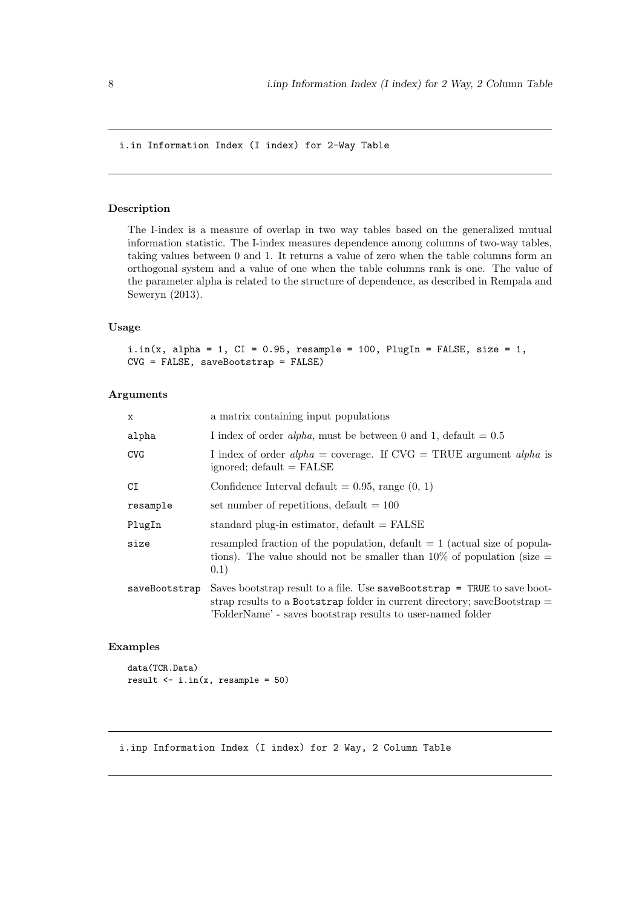## i.in Information Index (I index) for 2-Way Table

### Description

The I-index is a measure of overlap in two way tables based on the generalized mutual information statistic. The I-index measures dependence among columns of two-way tables, taking values between 0 and 1. It returns a value of zero when the table columns form an orthogonal system and a value of one when the table columns rank is one. The value of the parameter alpha is related to the structure of dependence, as described in Rempala and Seweryn (2013).

### Usage

```
i.in(x, alpha = 1, CI = 0.95, resample = 100, PlugIn = FALSE, size = 1,
CVG = FALSE, saveBootstrap = FALSE)
```

### Arguments

| | |
|---|---|
| x | a matrix containing input populations |
| alpha | I index of order *alpha*, must be between 0 and 1, default = 0.5 |
| CVG | I index of order *alpha* = coverage. If CVG = TRUE argument *alpha* is ignored; default = FALSE |
| CI | Confidence Interval default = 0.95, range (0, 1) |
| resample | set number of repetitions, default = 100 |
| PlugIn | standard plug-in estimator, default = FALSE |
| size | resampled fraction of the population, default = 1 (actual size of populations). The value should not be smaller than 10% of population (size = 0.1) |
| saveBootstrap | Saves bootstrap result to a file. Use `saveBootstrap = TRUE` to save bootstrap results to a `Bootstrap` folder in current directory; saveBootstrap = 'FolderName' - saves bootstrap results to user-named folder |

### Examples

```
data(TCR.Data)
result <- i.in(x, resample = 50)
```

## i.inp Information Index (I index) for 2 Way, 2 Column Table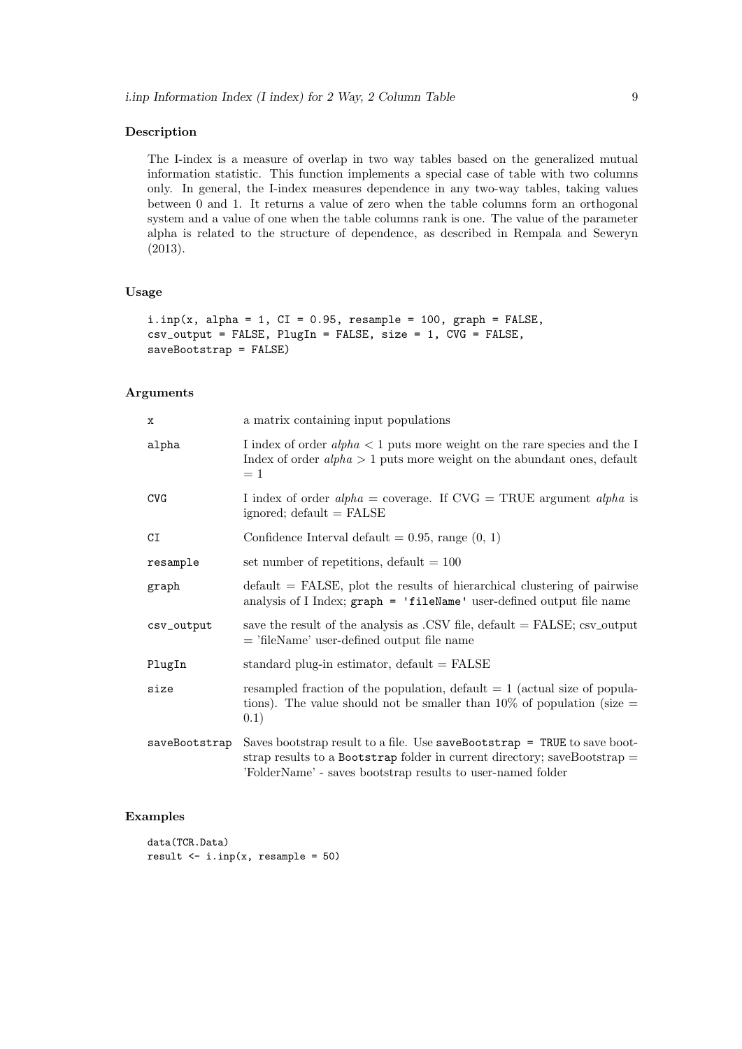## Description

The I-index is a measure of overlap in two way tables based on the generalized mutual information statistic. This function implements a special case of table with two columns only. In general, the I-index measures dependence in any two-way tables, taking values between 0 and 1. It returns a value of zero when the table columns form an orthogonal system and a value of one when the table columns rank is one. The value of the parameter alpha is related to the structure of dependence, as described in Rempala and Seweryn (2013).

## Usage

```
i.inp(x, alpha = 1, CI = 0.95, resample = 100, graph = FALSE,
csv_output = FALSE, PlugIn = FALSE, size = 1, CVG = FALSE,
saveBootstrap = FALSE)
```

## Arguments

| | |
|---|---|
| `x` | a matrix containing input populations |
| `alpha` | I index of order *alpha* $< 1$ puts more weight on the rare species and the I Index of order *alpha* $> 1$ puts more weight on the abundant ones, default $= 1$ |
| `CVG` | I index of order *alpha* = coverage. If CVG = TRUE argument *alpha* is ignored; default = FALSE |
| `CI` | Confidence Interval default = 0.95, range (0, 1) |
| `resample` | set number of repetitions, default = 100 |
| `graph` | default = FALSE, plot the results of hierarchical clustering of pairwise analysis of I Index; `graph = 'fileName'` user-defined output file name |
| `csv_output` | save the result of the analysis as .CSV file, default = FALSE; csv_output = 'fileName' user-defined output file name |
| `PlugIn` | standard plug-in estimator, default = FALSE |
| `size` | resampled fraction of the population, default = 1 (actual size of populations). The value should not be smaller than 10% of population (size = 0.1) |
| `saveBootstrap` | Saves bootstrap result to a file. Use `saveBootstrap = TRUE` to save bootstrap results to a `Bootstrap` folder in current directory; saveBootstrap = 'FolderName' - saves bootstrap results to user-named folder |

## Examples

```
data(TCR.Data)
result <- i.inp(x, resample = 50)
```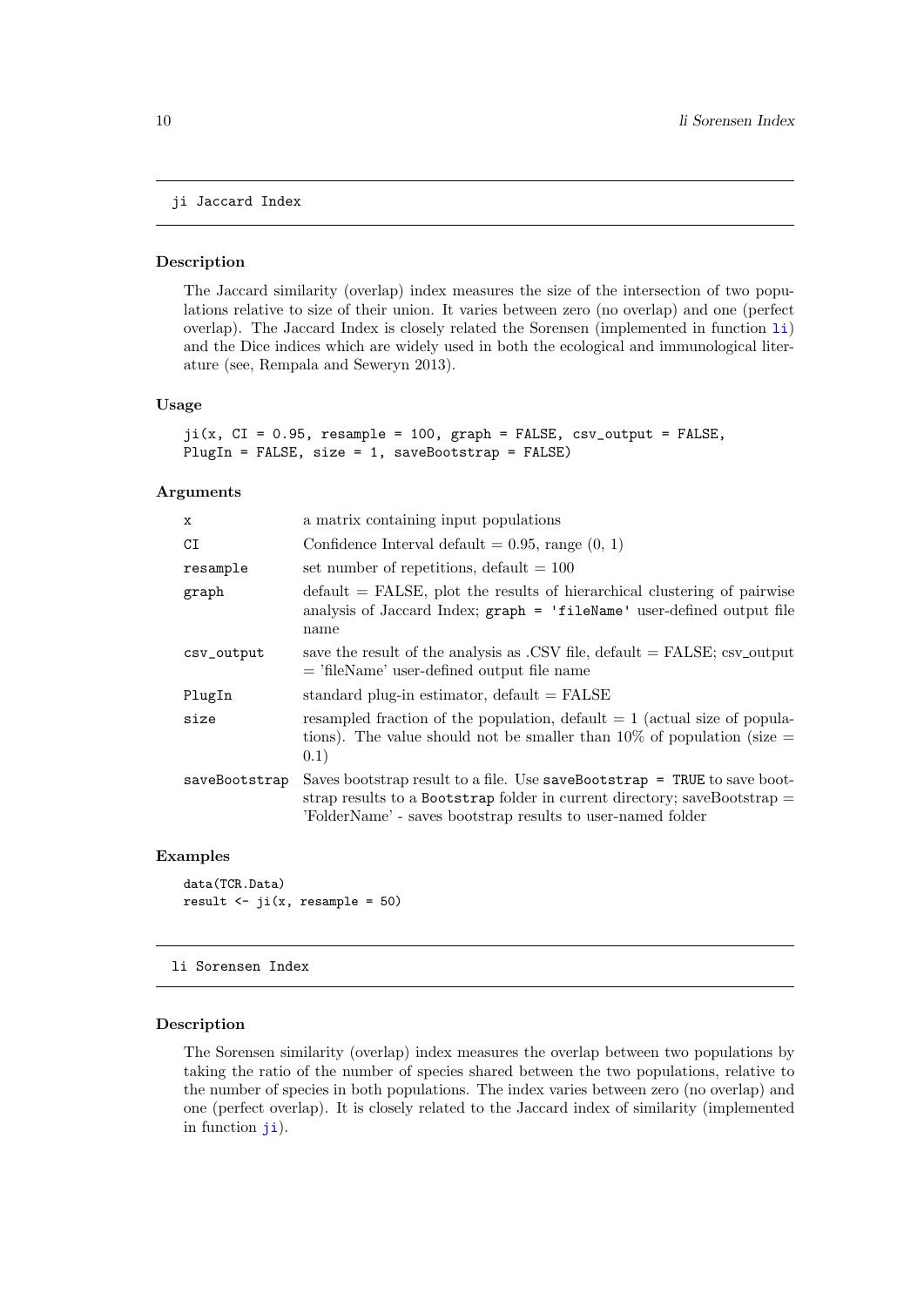## ji Jaccard Index

### Description

The Jaccard similarity (overlap) index measures the size of the intersection of two populations relative to size of their union. It varies between zero (no overlap) and one (perfect overlap). The Jaccard Index is closely related the Sorensen (implemented in function li) and the Dice indices which are widely used in both the ecological and immunological literature (see, Rempala and Seweryn 2013).

### Usage

```
ji(x, CI = 0.95, resample = 100, graph = FALSE, csv_output = FALSE,
PlugIn = FALSE, size = 1, saveBootstrap = FALSE)
```

### Arguments

| | |
|---|---|
| x | a matrix containing input populations |
| CI | Confidence Interval default = 0.95, range (0, 1) |
| resample | set number of repetitions, default = 100 |
| graph | default = FALSE, plot the results of hierarchical clustering of pairwise analysis of Jaccard Index; `graph = 'fileName'` user-defined output file name |
| csv_output | save the result of the analysis as .CSV file, default = FALSE; csv_output = 'fileName' user-defined output file name |
| PlugIn | standard plug-in estimator, default = FALSE |
| size | resampled fraction of the population, default = 1 (actual size of populations). The value should not be smaller than 10% of population (size = 0.1) |
| saveBootstrap | Saves bootstrap result to a file. Use `saveBootstrap = TRUE` to save bootstrap results to a `Bootstrap` folder in current directory; saveBootstrap = 'FolderName' - saves bootstrap results to user-named folder |

### Examples

```
data(TCR.Data)
result <- ji(x, resample = 50)
```

## li Sorensen Index

### Description

The Sorensen similarity (overlap) index measures the overlap between two populations by taking the ratio of the number of species shared between the two populations, relative to the number of species in both populations. The index varies between zero (no overlap) and one (perfect overlap). It is closely related to the Jaccard index of similarity (implemented in function ji).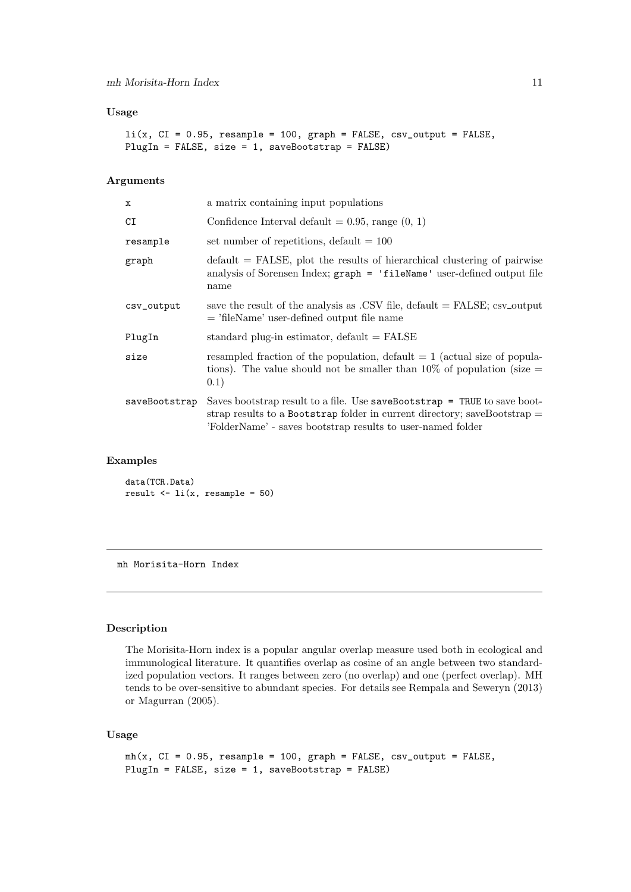### Usage

```
li(x, CI = 0.95, resample = 100, graph = FALSE, csv_output = FALSE,
PlugIn = FALSE, size = 1, saveBootstrap = FALSE)
```

### Arguments

| | |
|---|---|
| x | a matrix containing input populations |
| CI | Confidence Interval default = 0.95, range (0, 1) |
| resample | set number of repetitions, default = 100 |
| graph | default = FALSE, plot the results of hierarchical clustering of pairwise analysis of Sorensen Index; `graph = 'fileName'` user-defined output file name |
| csv_output | save the result of the analysis as .CSV file, default = FALSE; csv_output = 'fileName' user-defined output file name |
| PlugIn | standard plug-in estimator, default = FALSE |
| size | resampled fraction of the population, default = 1 (actual size of populations). The value should not be smaller than 10% of population (size = 0.1) |
| saveBootstrap | Saves bootstrap result to a file. Use `saveBootstrap = TRUE` to save bootstrap results to a `Bootstrap` folder in current directory; saveBootstrap = 'FolderName' - saves bootstrap results to user-named folder |

### Examples

```
data(TCR.Data)
result <- li(x, resample = 50)
```

---

## mh Morisita-Horn Index

---

### Description

The Morisita-Horn index is a popular angular overlap measure used both in ecological and immunological literature. It quantifies overlap as cosine of an angle between two standardized population vectors. It ranges between zero (no overlap) and one (perfect overlap). MH tends to be over-sensitive to abundant species. For details see Rempala and Seweryn (2013) or Magurran (2005).

### Usage

```
mh(x, CI = 0.95, resample = 100, graph = FALSE, csv_output = FALSE,
PlugIn = FALSE, size = 1, saveBootstrap = FALSE)
```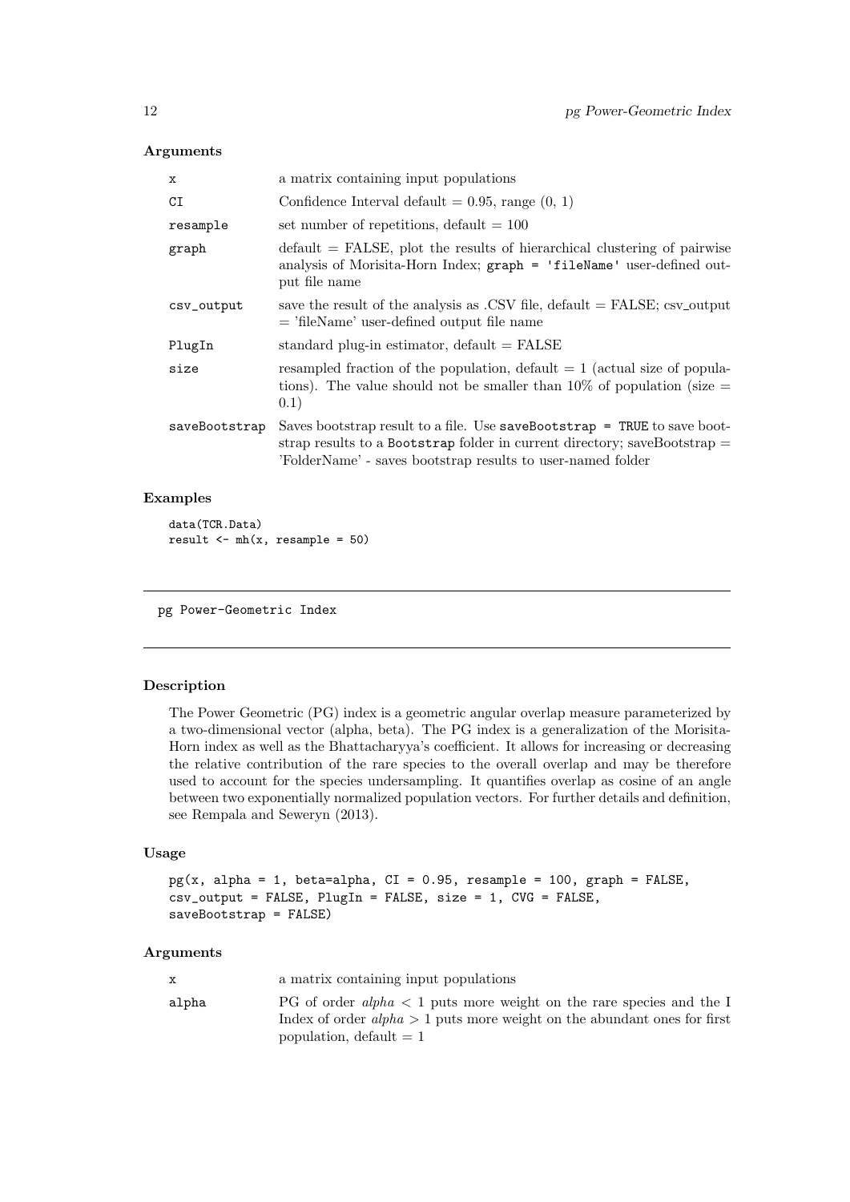### Arguments

| | |
|---|---|
| `x` | a matrix containing input populations |
| `CI` | Confidence Interval default = 0.95, range (0, 1) |
| `resample` | set number of repetitions, default = 100 |
| `graph` | default = FALSE, plot the results of hierarchical clustering of pairwise analysis of Morisita-Horn Index; `graph = 'fileName'` user-defined output file name |
| `csv_output` | save the result of the analysis as .CSV file, default = FALSE; csv_output = 'fileName' user-defined output file name |
| `PlugIn` | standard plug-in estimator, default = FALSE |
| `size` | resampled fraction of the population, default = 1 (actual size of populations). The value should not be smaller than 10% of population (size = 0.1) |
| `saveBootstrap` | Saves bootstrap result to a file. Use `saveBootstrap = TRUE` to save bootstrap results to a `Bootstrap` folder in current directory; saveBootstrap = 'FolderName' - saves bootstrap results to user-named folder |

### Examples

```
data(TCR.Data)
result <- mh(x, resample = 50)
```

---

## pg Power-Geometric Index

---

### Description

The Power Geometric (PG) index is a geometric angular overlap measure parameterized by a two-dimensional vector (alpha, beta). The PG index is a generalization of the Morisita-Horn index as well as the Bhattacharyya's coefficient. It allows for increasing or decreasing the relative contribution of the rare species to the overall overlap and may be therefore used to account for the species undersampling. It quantifies overlap as cosine of an angle between two exponentially normalized population vectors. For further details and definition, see Rempala and Seweryn (2013).

### Usage

```
pg(x, alpha = 1, beta=alpha, CI = 0.95, resample = 100, graph = FALSE,
csv_output = FALSE, PlugIn = FALSE, size = 1, CVG = FALSE,
saveBootstrap = FALSE)
```

### Arguments

| | |
|---|---|
| `x` | a matrix containing input populations |
| `alpha` | PG of order $alpha < 1$ puts more weight on the rare species and the I Index of order $alpha > 1$ puts more weight on the abundant ones for first population, default = 1 |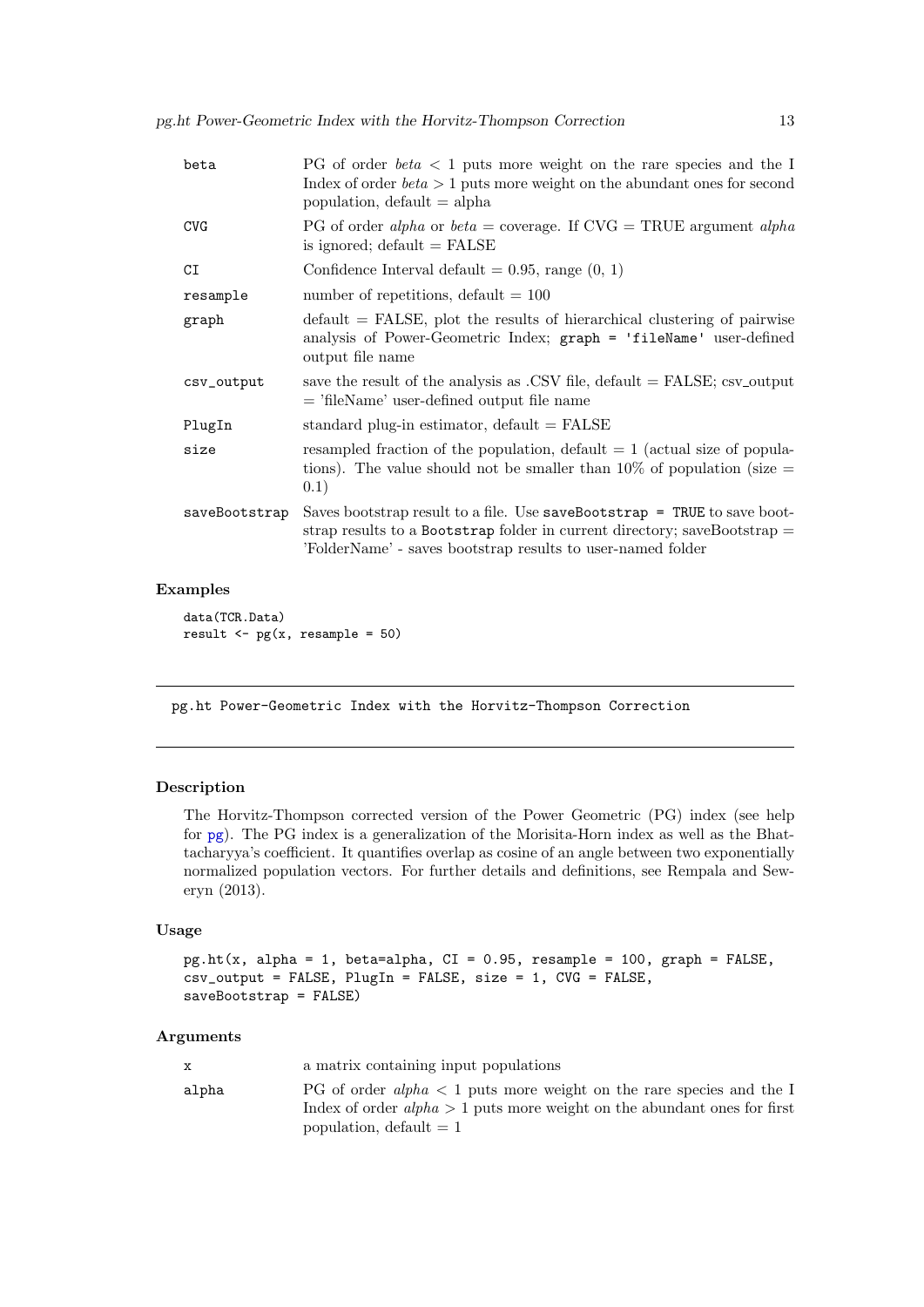| | |
|---|---|
| beta | PG of order *beta* $<1$ puts more weight on the rare species and the I Index of order *beta* $>1$ puts more weight on the abundant ones for second population, default = alpha |
| CVG | PG of order *alpha* or *beta* = coverage. If CVG = TRUE argument *alpha* is ignored; default = FALSE |
| CI | Confidence Interval default = 0.95, range (0, 1) |
| resample | number of repetitions, default = 100 |
| graph | default = FALSE, plot the results of hierarchical clustering of pairwise analysis of Power-Geometric Index; `graph = 'fileName'` user-defined output file name |
| csv_output | save the result of the analysis as .CSV file, default = FALSE; csv_output = 'fileName' user-defined output file name |
| PlugIn | standard plug-in estimator, default = FALSE |
| size | resampled fraction of the population, default = 1 (actual size of populations). The value should not be smaller than 10% of population (size = 0.1) |
| saveBootstrap | Saves bootstrap result to a file. Use `saveBootstrap = TRUE` to save bootstrap results to a `Bootstrap` folder in current directory; saveBootstrap = 'FolderName' - saves bootstrap results to user-named folder |

### Examples

```
data(TCR.Data)
result <- pg(x, resample = 50)
```

---

## pg.ht Power-Geometric Index with the Horvitz-Thompson Correction

---

### Description

The Horvitz-Thompson corrected version of the Power Geometric (PG) index (see help for pg). The PG index is a generalization of the Morisita-Horn index as well as the Bhattacharyya's coefficient. It quantifies overlap as cosine of an angle between two exponentially normalized population vectors. For further details and definitions, see Rempala and Seweryn (2013).

### Usage

```
pg.ht(x, alpha = 1, beta=alpha, CI = 0.95, resample = 100, graph = FALSE,
csv_output = FALSE, PlugIn = FALSE, size = 1, CVG = FALSE,
saveBootstrap = FALSE)
```

### Arguments

| | |
|---|---|
| x | a matrix containing input populations |
| alpha | PG of order *alpha* $<1$ puts more weight on the rare species and the I Index of order *alpha* $>1$ puts more weight on the abundant ones for first population, default = 1 |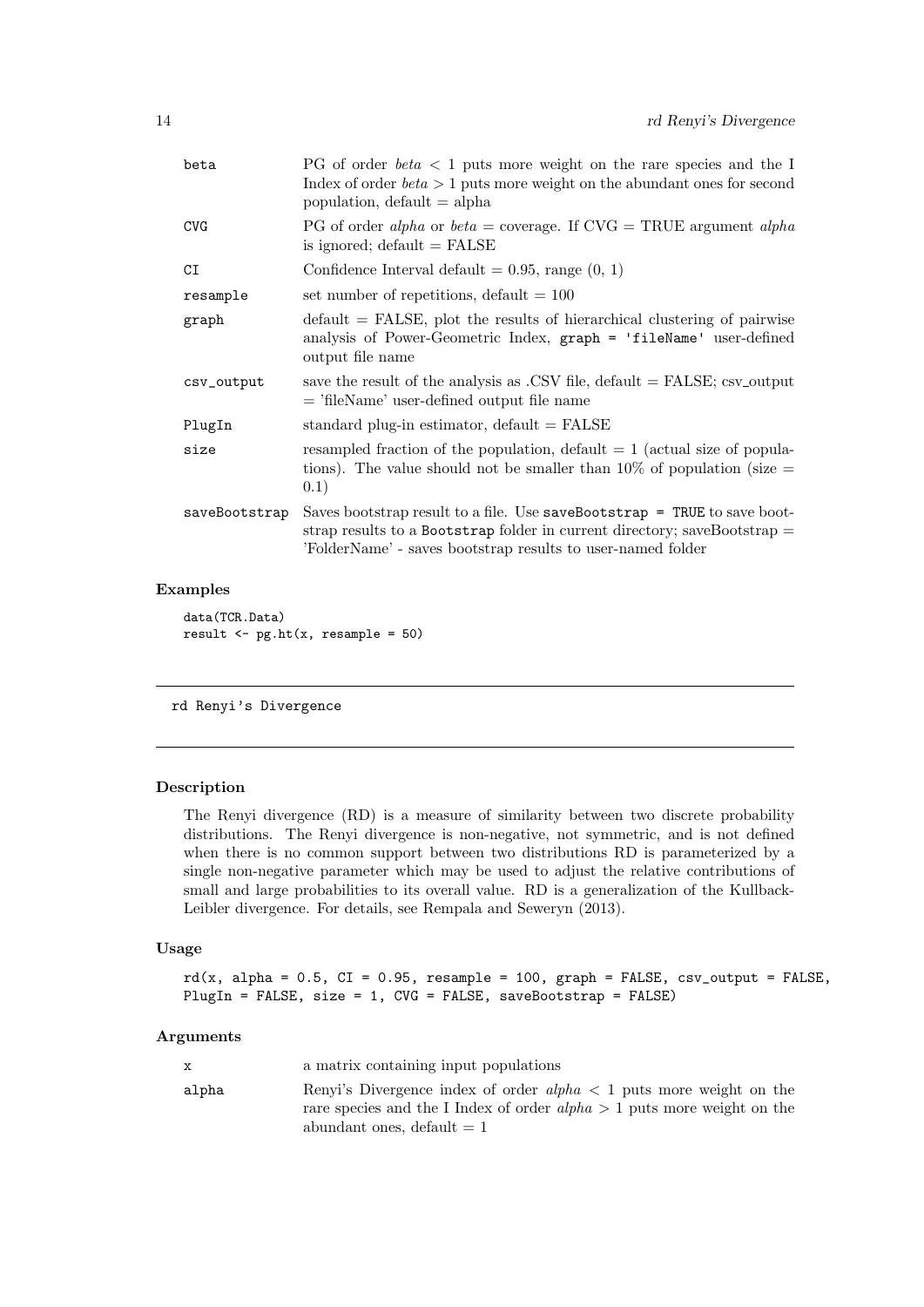| | |
|---|---|
| beta | PG of order $beta < 1$ puts more weight on the rare species and the I Index of order $beta > 1$ puts more weight on the abundant ones for second population, default = alpha |
| CVG | PG of order *alpha* or *beta* = coverage. If CVG = TRUE argument *alpha* is ignored; default = FALSE |
| CI | Confidence Interval default = 0.95, range (0, 1) |
| resample | set number of repetitions, default = 100 |
| graph | default = FALSE, plot the results of hierarchical clustering of pairwise analysis of Power-Geometric Index, `graph = 'fileName'` user-defined output file name |
| csv_output | save the result of the analysis as .CSV file, default = FALSE; csv_output = 'fileName' user-defined output file name |
| PlugIn | standard plug-in estimator, default = FALSE |
| size | resampled fraction of the population, default = 1 (actual size of populations). The value should not be smaller than 10% of population (size = 0.1) |
| saveBootstrap | Saves bootstrap result to a file. Use `saveBootstrap = TRUE` to save bootstrap results to a `Bootstrap` folder in current directory; saveBootstrap = 'FolderName' - saves bootstrap results to user-named folder |

## Examples

```
data(TCR.Data)
result <- pg.ht(x, resample = 50)
```

---

# rd Renyi's Divergence

---

## Description

The Renyi divergence (RD) is a measure of similarity between two discrete probability distributions. The Renyi divergence is non-negative, not symmetric, and is not defined when there is no common support between two distributions RD is parameterized by a single non-negative parameter which may be used to adjust the relative contributions of small and large probabilities to its overall value. RD is a generalization of the Kullback-Leibler divergence. For details, see Rempala and Seweryn (2013).

## Usage

```
rd(x, alpha = 0.5, CI = 0.95, resample = 100, graph = FALSE, csv_output = FALSE,
PlugIn = FALSE, size = 1, CVG = FALSE, saveBootstrap = FALSE)
```

## Arguments

| | |
|---|---|
| x | a matrix containing input populations |
| alpha | Renyi's Divergence index of order $alpha < 1$ puts more weight on the rare species and the I Index of order $alpha > 1$ puts more weight on the abundant ones, default = 1 |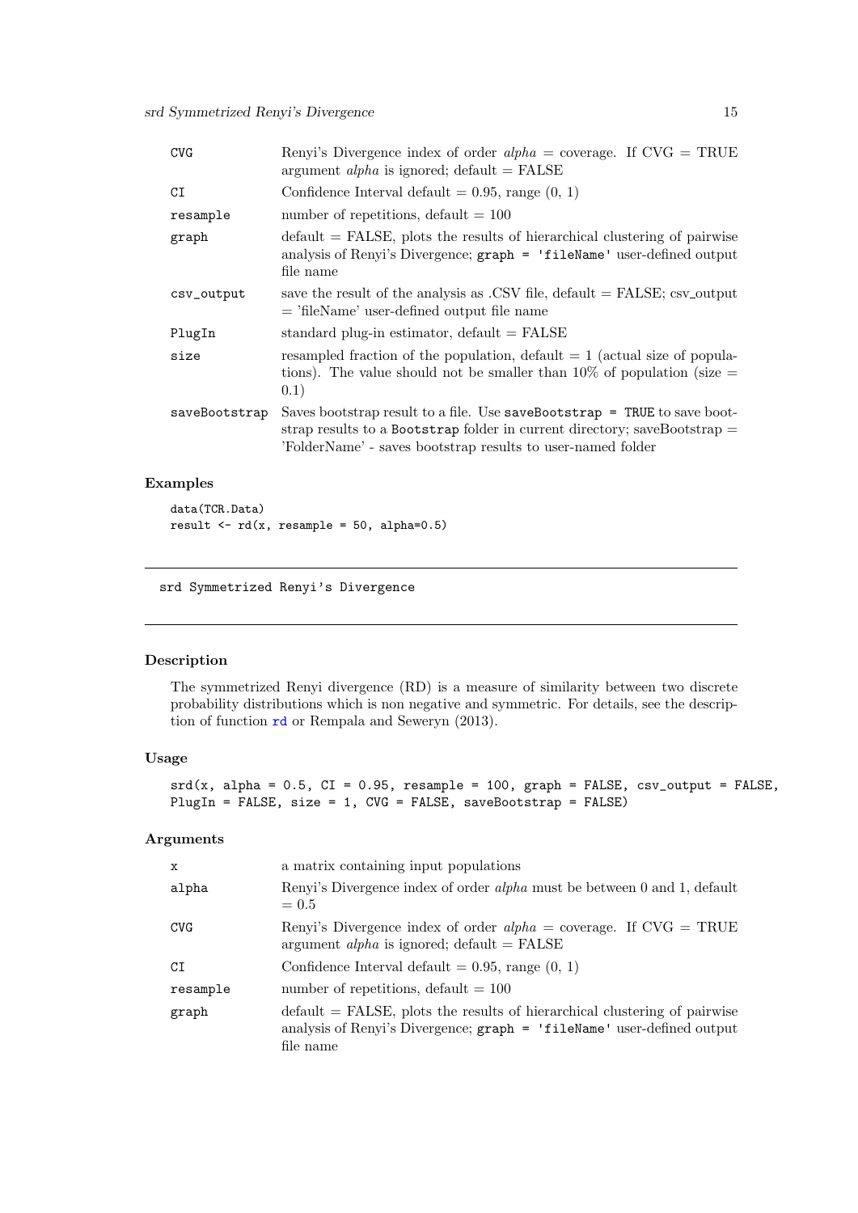| | |
|---|---|
| `CVG` | Renyi's Divergence index of order *alpha* = coverage. If CVG = TRUE argument *alpha* is ignored; default = FALSE |
| `CI` | Confidence Interval default = 0.95, range (0, 1) |
| `resample` | number of repetitions, default = 100 |
| `graph` | default = FALSE, plots the results of hierarchical clustering of pairwise analysis of Renyi's Divergence; `graph = 'fileName'` user-defined output file name |
| `csv_output` | save the result of the analysis as .CSV file, default = FALSE; csv_output = 'fileName' user-defined output file name |
| `PlugIn` | standard plug-in estimator, default = FALSE |
| `size` | resampled fraction of the population, default = 1 (actual size of populations). The value should not be smaller than 10% of population (size = 0.1) |
| `saveBootstrap` | Saves bootstrap result to a file. Use `saveBootstrap = TRUE` to save bootstrap results to a `Bootstrap` folder in current directory; saveBootstrap = 'FolderName' - saves bootstrap results to user-named folder |

### Examples

```
data(TCR.Data)
result <- rd(x, resample = 50, alpha=0.5)
```

---

## srd Symmetrized Renyi's Divergence

---

### Description

The symmetrized Renyi divergence (RD) is a measure of similarity between two discrete probability distributions which is non negative and symmetric. For details, see the description of function rd or Rempala and Seweryn (2013).

### Usage

```
srd(x, alpha = 0.5, CI = 0.95, resample = 100, graph = FALSE, csv_output = FALSE,
PlugIn = FALSE, size = 1, CVG = FALSE, saveBootstrap = FALSE)
```

### Arguments

| | |
|---|---|
| `x` | a matrix containing input populations |
| `alpha` | Renyi's Divergence index of order *alpha* must be between 0 and 1, default = 0.5 |
| `CVG` | Renyi's Divergence index of order *alpha* = coverage. If CVG = TRUE argument *alpha* is ignored; default = FALSE |
| `CI` | Confidence Interval default = 0.95, range (0, 1) |
| `resample` | number of repetitions, default = 100 |
| `graph` | default = FALSE, plots the results of hierarchical clustering of pairwise analysis of Renyi's Divergence; `graph = 'fileName'` user-defined output file name |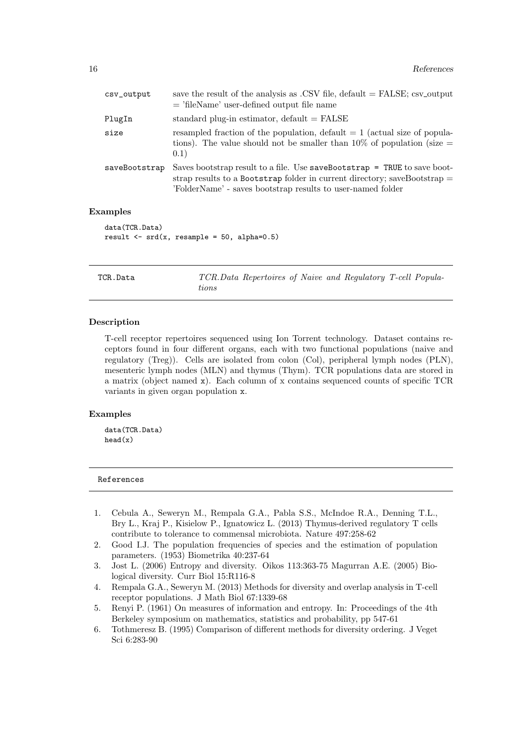| | |
|---|---|
| csv_output | save the result of the analysis as .CSV file, default = FALSE; csv_output = 'fileName' user-defined output file name |
| PlugIn | standard plug-in estimator, default = FALSE |
| size | resampled fraction of the population, default = 1 (actual size of populations). The value should not be smaller than 10% of population (size = 0.1) |
| saveBootstrap | Saves bootstrap result to a file. Use `saveBootstrap = TRUE` to save bootstrap results to a `Bootstrap` folder in current directory; saveBootstrap = 'FolderName' - saves bootstrap results to user-named folder |

### Examples

```
data(TCR.Data)
result <- srd(x, resample = 50, alpha=0.5)
```

---

## TCR.Data — *TCR.Data Repertoires of Naive and Regulatory T-cell Populations*

### Description

T-cell receptor repertoires sequenced using Ion Torrent technology. Dataset contains receptors found in four different organs, each with two functional populations (naive and regulatory (Treg)). Cells are isolated from colon (Col), peripheral lymph nodes (PLN), mesenteric lymph nodes (MLN) and thymus (Thym). TCR populations data are stored in a matrix (object named `x`). Each column of x contains sequenced counts of specific TCR variants in given organ population `x`.

### Examples

```
data(TCR.Data)
head(x)
```

---

## References

1. Cebula A., Seweryn M., Rempala G.A., Pabla S.S., McIndoe R.A., Denning T.L., Bry L., Kraj P., Kisielow P., Ignatowicz L. (2013) Thymus-derived regulatory T cells contribute to tolerance to commensal microbiota. Nature 497:258-62
2. Good I.J. The population frequencies of species and the estimation of population parameters. (1953) Biometrika 40:237-64
3. Jost L. (2006) Entropy and diversity. Oikos 113:363-75 Magurran A.E. (2005) Biological diversity. Curr Biol 15:R116-8
4. Rempala G.A., Seweryn M. (2013) Methods for diversity and overlap analysis in T-cell receptor populations. J Math Biol 67:1339-68
5. Renyi P. (1961) On measures of information and entropy. In: Proceedings of the 4th Berkeley symposium on mathematics, statistics and probability, pp 547-61
6. Tothmeresz B. (1995) Comparison of different methods for diversity ordering. J Veget Sci 6:283-90